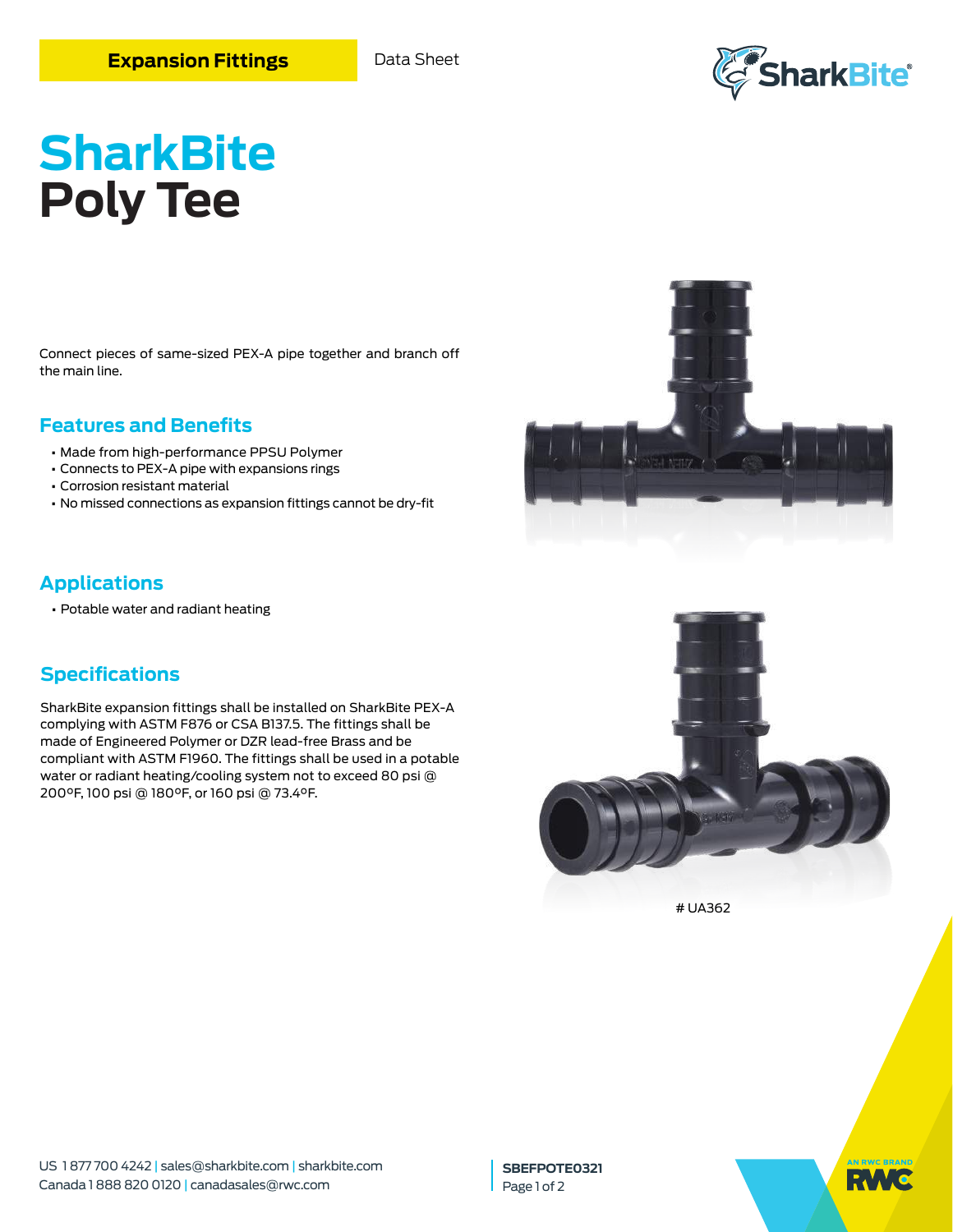Expansion Fittings

Data Sheet

# SharkBite Poly Tee

Connect pieces of same-sized PEX-A pipe together and branch off the main line.

## Features and Benefits

- Made from high-performance PPSU Polymer
- Connects to PEX-A pipe with expansions rings
- Corrosion resistant material
- No missed connections as expansion fittings cannot be dry-fit

## Applications

- Potable water and radiant heating

## Specifications

SharkBite expansion fittings shall be installed on SharkBite PEX-A complying with ASTM F876 or CSA B137.5. The fittings shall be made of Engineered Polymer or DZR lead-free Brass and be compliant with ASTM F1960. The fittings shall be used in a potable water or radiant heating/cooling system not to exceed 80 psi @ 200ºF, 100 psi @ 180ºF, or 160 psi @ 73.4ºF.

# UA362

US 1 877 700 4242 | sales@sharkbite.com | sharkbite.com
Canada 1 888 820 0120 | canadasales@rwc.com

SBEFPOTE0321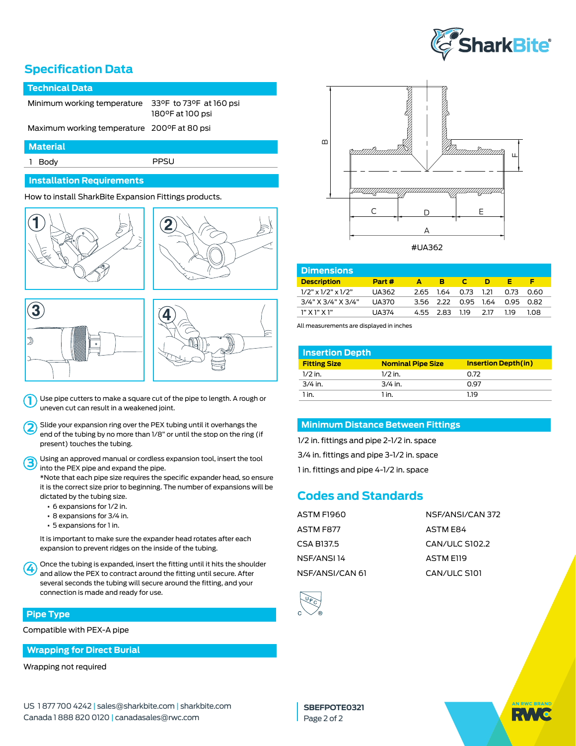## Specification Data

### Technical Data

| | |
|---|---|
| Minimum working temperature | 33ºF to 73ºF at 160 psi<br>180ºF at 100 psi |
| Maximum working temperature | 200ºF at 80 psi |

### Material

| | |
|---|---|
| 1 Body | PPSU |

### Installation Requirements

How to install SharkBite Expansion Fittings products.

1. Use pipe cutters to make a square cut of the pipe to length. A rough or uneven cut can result in a weakened joint.
2. Slide your expansion ring over the PEX tubing until it overhangs the end of the tubing by no more than 1/8" or until the stop on the ring (if present) touches the tubing.
3. Using an approved manual or cordless expansion tool, insert the tool into the PEX pipe and expand the pipe.
   *Note that each pipe size requires the specific expander head, so ensure it is the correct size prior to beginning. The number of expansions will be dictated by the tubing size.
   - 6 expansions for 1/2 in.
   - 8 expansions for 3/4 in.
   - 5 expansions for 1 in.

   It is important to make sure the expander head rotates after each expansion to prevent ridges on the inside of the tubing.
4. Once the tubing is expanded, insert the fitting until it hits the shoulder and allow the PEX to contract around the fitting until secure. After several seconds the tubing will secure around the fitting, and your connection is made and ready for use.

### Pipe Type

Compatible with PEX-A pipe

### Wrapping for Direct Burial

Wrapping not required

B F C D E A

#UA362

### Dimensions

| Description | Part # | A | B | C | D | E | F |
|---|---|---|---|---|---|---|---|
| 1/2" x 1/2" x 1/2" | UA362 | 2.65 | 1.64 | 0.73 | 1.21 | 0.73 | 0.60 |
| 3/4" X 3/4" X 3/4" | UA370 | 3.56 | 2.22 | 0.95 | 1.64 | 0.95 | 0.82 |
| 1" X 1" X 1" | UA374 | 4.55 | 2.83 | 1.19 | 2.17 | 1.19 | 1.08 |

All measurements are displayed in inches

### Insertion Depth

| Fitting Size | Nominal Pipe Size | Insertion Depth(in) |
|---|---|---|
| 1/2 in. | 1/2 in. | 0.72 |
| 3/4 in. | 3/4 in. | 0.97 |
| 1 in. | 1 in. | 1.19 |

### Minimum Distance Between Fittings

1/2 in. fittings and pipe 2-1/2 in. space

3/4 in. fittings and pipe 3-1/2 in. space

1 in. fittings and pipe 4-1/2 in. space

## Codes and Standards

| | |
|---|---|
| ASTM F1960 | NSF/ANSI/CAN 372 |
| ASTM F877 | ASTM E84 |
| CSA B137.5 | CAN/ULC S102.2 |
| NSF/ANSI 14 | ASTM E119 |
| NSF/ANSI/CAN 61 | CAN/ULC S101 |

US 1 877 700 4242 | sales@sharkbite.com | sharkbite.com
Canada 1 888 820 0120 | canadasales@rwc.com

SBEFPOTE0321